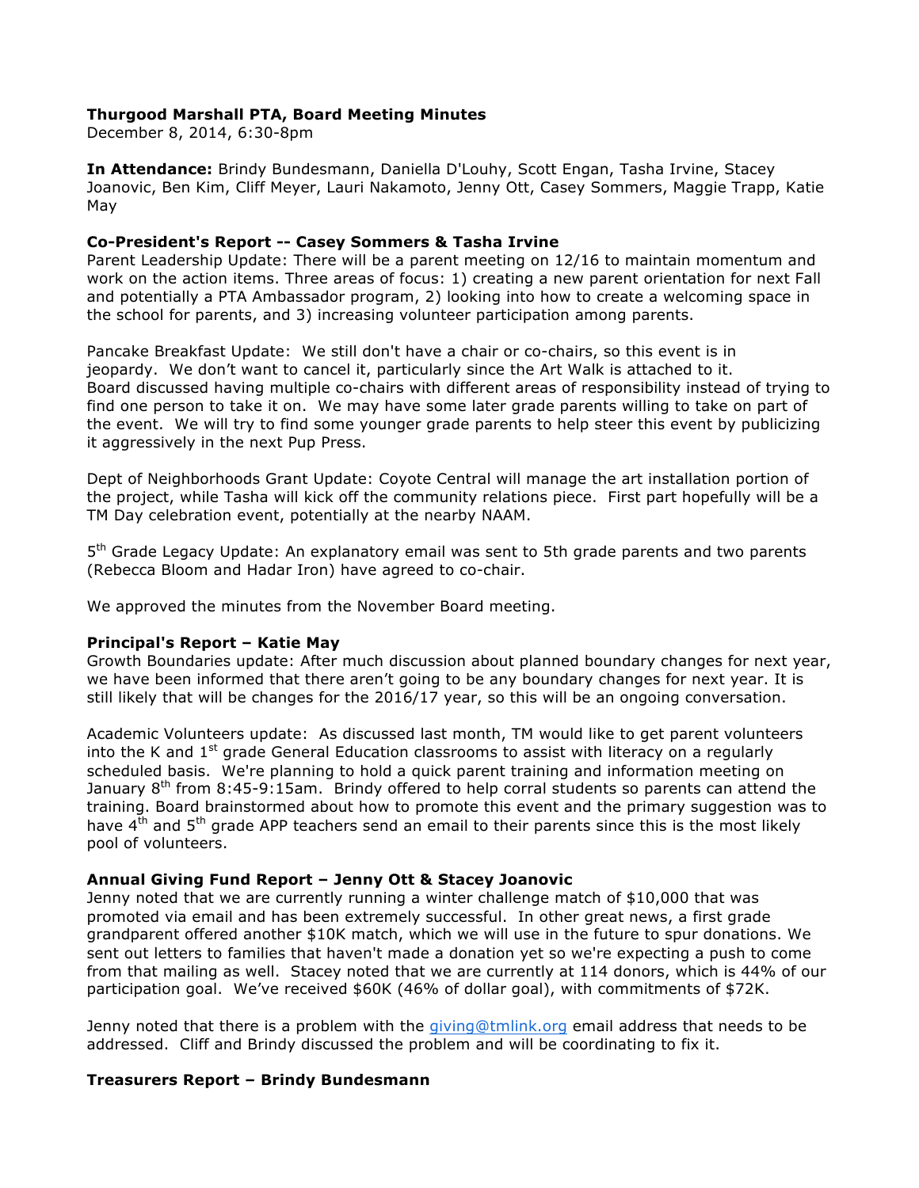**Thurgood Marshall PTA, Board Meeting Minutes**
December 8, 2014, 6:30-8pm

**In Attendance:** Brindy Bundesmann, Daniella D'Louhy, Scott Engan, Tasha Irvine, Stacey Joanovic, Ben Kim, Cliff Meyer, Lauri Nakamoto, Jenny Ott, Casey Sommers, Maggie Trapp, Katie May

**Co-President's Report -- Casey Sommers & Tasha Irvine**
Parent Leadership Update: There will be a parent meeting on 12/16 to maintain momentum and work on the action items. Three areas of focus: 1) creating a new parent orientation for next Fall and potentially a PTA Ambassador program, 2) looking into how to create a welcoming space in the school for parents, and 3) increasing volunteer participation among parents.

Pancake Breakfast Update: We still don't have a chair or co-chairs, so this event is in jeopardy. We don't want to cancel it, particularly since the Art Walk is attached to it. Board discussed having multiple co-chairs with different areas of responsibility instead of trying to find one person to take it on. We may have some later grade parents willing to take on part of the event. We will try to find some younger grade parents to help steer this event by publicizing it aggressively in the next Pup Press.

Dept of Neighborhoods Grant Update: Coyote Central will manage the art installation portion of the project, while Tasha will kick off the community relations piece. First part hopefully will be a TM Day celebration event, potentially at the nearby NAAM.

5th Grade Legacy Update: An explanatory email was sent to 5th grade parents and two parents (Rebecca Bloom and Hadar Iron) have agreed to co-chair.

We approved the minutes from the November Board meeting.

**Principal's Report – Katie May**
Growth Boundaries update: After much discussion about planned boundary changes for next year, we have been informed that there aren't going to be any boundary changes for next year. It is still likely that will be changes for the 2016/17 year, so this will be an ongoing conversation.

Academic Volunteers update: As discussed last month, TM would like to get parent volunteers into the K and 1st grade General Education classrooms to assist with literacy on a regularly scheduled basis. We're planning to hold a quick parent training and information meeting on January 8th from 8:45-9:15am. Brindy offered to help corral students so parents can attend the training. Board brainstormed about how to promote this event and the primary suggestion was to have 4th and 5th grade APP teachers send an email to their parents since this is the most likely pool of volunteers.

**Annual Giving Fund Report – Jenny Ott & Stacey Joanovic**
Jenny noted that we are currently running a winter challenge match of $10,000 that was promoted via email and has been extremely successful. In other great news, a first grade grandparent offered another $10K match, which we will use in the future to spur donations. We sent out letters to families that haven't made a donation yet so we're expecting a push to come from that mailing as well. Stacey noted that we are currently at 114 donors, which is 44% of our participation goal. We've received $60K (46% of dollar goal), with commitments of $72K.

Jenny noted that there is a problem with the giving@tmlink.org email address that needs to be addressed. Cliff and Brindy discussed the problem and will be coordinating to fix it.

**Treasurers Report – Brindy Bundesmann**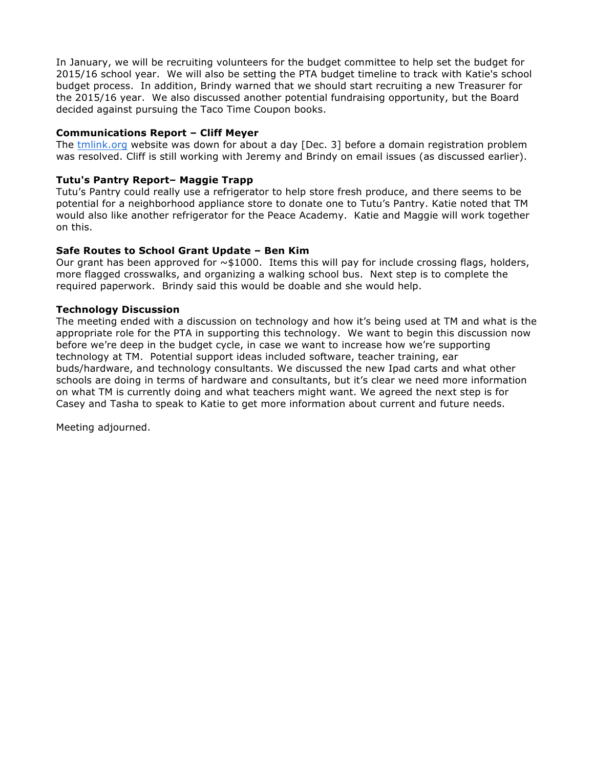In January, we will be recruiting volunteers for the budget committee to help set the budget for 2015/16 school year. We will also be setting the PTA budget timeline to track with Katie's school budget process. In addition, Brindy warned that we should start recruiting a new Treasurer for the 2015/16 year. We also discussed another potential fundraising opportunity, but the Board decided against pursuing the Taco Time Coupon books.

**Communications Report – Cliff Meyer**
The tmlink.org website was down for about a day [Dec. 3] before a domain registration problem was resolved. Cliff is still working with Jeremy and Brindy on email issues (as discussed earlier).

**Tutu's Pantry Report– Maggie Trapp**
Tutu's Pantry could really use a refrigerator to help store fresh produce, and there seems to be potential for a neighborhood appliance store to donate one to Tutu's Pantry. Katie noted that TM would also like another refrigerator for the Peace Academy. Katie and Maggie will work together on this.

**Safe Routes to School Grant Update – Ben Kim**
Our grant has been approved for ~$1000. Items this will pay for include crossing flags, holders, more flagged crosswalks, and organizing a walking school bus. Next step is to complete the required paperwork. Brindy said this would be doable and she would help.

**Technology Discussion**
The meeting ended with a discussion on technology and how it's being used at TM and what is the appropriate role for the PTA in supporting this technology. We want to begin this discussion now before we're deep in the budget cycle, in case we want to increase how we're supporting technology at TM. Potential support ideas included software, teacher training, ear buds/hardware, and technology consultants. We discussed the new Ipad carts and what other schools are doing in terms of hardware and consultants, but it's clear we need more information on what TM is currently doing and what teachers might want. We agreed the next step is for Casey and Tasha to speak to Katie to get more information about current and future needs.

Meeting adjourned.